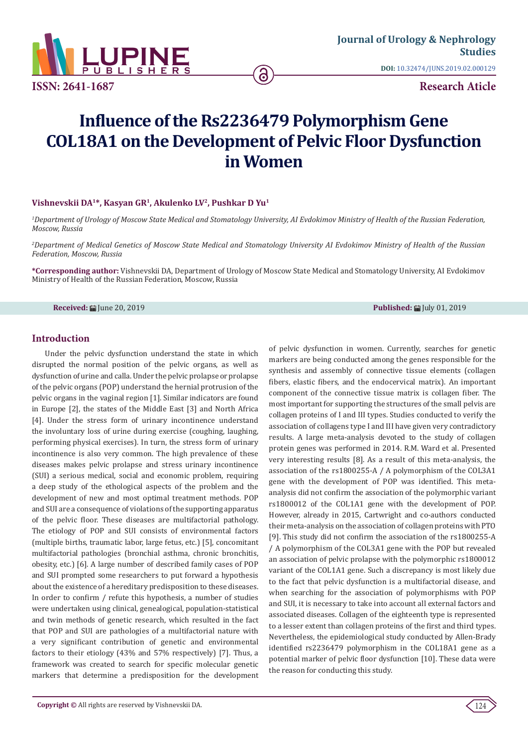ISSN: 2641-1687

Journal of Urology & Nephrology Studies

DOI: 10.32474/JUNS.2019.02.000129

Research Article

# Influence of the Rs2236479 Polymorphism Gene COL18A1 on the Development of Pelvic Floor Dysfunction in Women

**Vishnevskii DA[1]*, Kasyan GR[1], Akulenko LV[2], Pushkar D Yu[1]**

*[1]Department of Urology of Moscow State Medical and Stomatology University, AI Evdokimov Ministry of Health of the Russian Federation, Moscow, Russia*

*[2]Department of Medical Genetics of Moscow State Medical and Stomatology University AI Evdokimov Ministry of Health of the Russian Federation, Moscow, Russia*

**\*Corresponding author:** Vishnevskii DA, Department of Urology of Moscow State Medical and Stomatology University, AI Evdokimov Ministry of Health of the Russian Federation, Moscow, Russia

**Received:** June 20, 2019 **Published:** July 01, 2019

## Introduction

Under the pelvic dysfunction understand the state in which disrupted the normal position of the pelvic organs, as well as dysfunction of urine and calla. Under the pelvic prolapse or prolapse of the pelvic organs (POP) understand the hernial protrusion of the pelvic organs in the vaginal region [1]. Similar indicators are found in Europe [2], the states of the Middle East [3] and North Africa [4]. Under the stress form of urinary incontinence understand the involuntary loss of urine during exercise (coughing, laughing, performing physical exercises). In turn, the stress form of urinary incontinence is also very common. The high prevalence of these diseases makes pelvic prolapse and stress urinary incontinence (SUI) a serious medical, social and economic problem, requiring a deep study of the ethological aspects of the problem and the development of new and most optimal treatment methods. POP and SUI are a consequence of violations of the supporting apparatus of the pelvic floor. These diseases are multifactorial pathology. The etiology of POP and SUI consists of environmental factors (multiple births, traumatic labor, large fetus, etc.) [5], concomitant multifactorial pathologies (bronchial asthma, chronic bronchitis, obesity, etc.) [6]. A large number of described family cases of POP and SUI prompted some researchers to put forward a hypothesis about the existence of a hereditary predisposition to these diseases. In order to confirm / refute this hypothesis, a number of studies were undertaken using clinical, genealogical, population-statistical and twin methods of genetic research, which resulted in the fact that POP and SUI are pathologies of a multifactorial nature with a very significant contribution of genetic and environmental factors to their etiology (43% and 57% respectively) [7]. Thus, a framework was created to search for specific molecular genetic markers that determine a predisposition for the development of pelvic dysfunction in women. Currently, searches for genetic markers are being conducted among the genes responsible for the synthesis and assembly of connective tissue elements (collagen fibers, elastic fibers, and the endocervical matrix). An important component of the connective tissue matrix is collagen fiber. The most important for supporting the structures of the small pelvis are collagen proteins of I and III types. Studies conducted to verify the association of collagens type I and III have given very contradictory results. A large meta-analysis devoted to the study of collagen protein genes was performed in 2014. R.M. Ward et al. Presented very interesting results [8]. As a result of this meta-analysis, the association of the rs1800255-A / A polymorphism of the COL3A1 gene with the development of POP was identified. This meta-analysis did not confirm the association of the polymorphic variant rs1800012 of the COL1A1 gene with the development of POP. However, already in 2015, Cartwright and co-authors conducted their meta-analysis on the association of collagen proteins with PTO [9]. This study did not confirm the association of the rs1800255-A / A polymorphism of the COL3A1 gene with the POP but revealed an association of pelvic prolapse with the polymorphic rs1800012 variant of the COL1A1 gene. Such a discrepancy is most likely due to the fact that pelvic dysfunction is a multifactorial disease, and when searching for the association of polymorphisms with POP and SUI, it is necessary to take into account all external factors and associated diseases. Collagen of the eighteenth type is represented to a lesser extent than collagen proteins of the first and third types. Nevertheless, the epidemiological study conducted by Allen-Brady identified rs2236479 polymorphism in the COL18A1 gene as a potential marker of pelvic floor dysfunction [10]. These data were the reason for conducting this study.

**Copyright ©** All rights are reserved by Vishnevskii DA.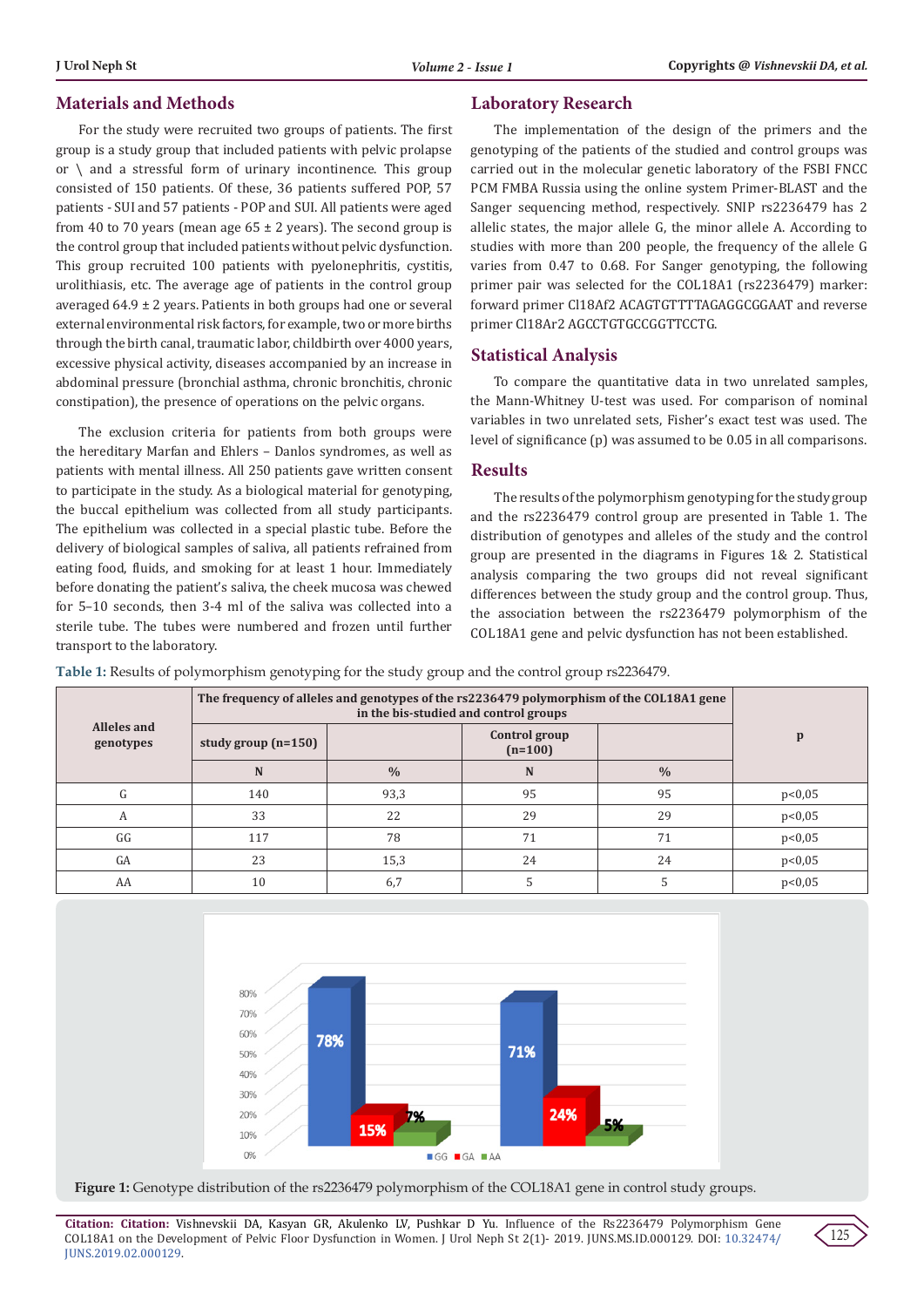## Materials and Methods

For the study were recruited two groups of patients. The first group is a study group that included patients with pelvic prolapse or \ and a stressful form of urinary incontinence. This group consisted of 150 patients. Of these, 36 patients suffered POP, 57 patients - SUI and 57 patients - POP and SUI. All patients were aged from 40 to 70 years (mean age 65 ± 2 years). The second group is the control group that included patients without pelvic dysfunction. This group recruited 100 patients with pyelonephritis, cystitis, urolithiasis, etc. The average age of patients in the control group averaged 64.9 ± 2 years. Patients in both groups had one or several external environmental risk factors, for example, two or more births through the birth canal, traumatic labor, childbirth over 4000 years, excessive physical activity, diseases accompanied by an increase in abdominal pressure (bronchial asthma, chronic bronchitis, chronic constipation), the presence of operations on the pelvic organs.

The exclusion criteria for patients from both groups were the hereditary Marfan and Ehlers – Danlos syndromes, as well as patients with mental illness. All 250 patients gave written consent to participate in the study. As a biological material for genotyping, the buccal epithelium was collected from all study participants. The epithelium was collected in a special plastic tube. Before the delivery of biological samples of saliva, all patients refrained from eating food, fluids, and smoking for at least 1 hour. Immediately before donating the patient's saliva, the cheek mucosa was chewed for 5–10 seconds, then 3-4 ml of the saliva was collected into a sterile tube. The tubes were numbered and frozen until further transport to the laboratory.

## Laboratory Research

The implementation of the design of the primers and the genotyping of the patients of the studied and control groups was carried out in the molecular genetic laboratory of the FSBI FNCC PCM FMBA Russia using the online system Primer-BLAST and the Sanger sequencing method, respectively. SNIP rs2236479 has 2 allelic states, the major allele G, the minor allele A. According to studies with more than 200 people, the frequency of the allele G varies from 0.47 to 0.68. For Sanger genotyping, the following primer pair was selected for the COL18A1 (rs2236479) marker: forward primer Cl18Af2 ACAGTGTTTTAGAGGCGGAAT and reverse primer Cl18Ar2 AGCCTGTGCCGGTTCCTG.

## Statistical Analysis

To compare the quantitative data in two unrelated samples, the Mann-Whitney U-test was used. For comparison of nominal variables in two unrelated sets, Fisher's exact test was used. The level of significance (p) was assumed to be 0.05 in all comparisons.

## Results

The results of the polymorphism genotyping for the study group and the rs2236479 control group are presented in Table 1. The distribution of genotypes and alleles of the study and the control group are presented in the diagrams in Figures 1& 2. Statistical analysis comparing the two groups did not reveal significant differences between the study group and the control group. Thus, the association between the rs2236479 polymorphism of the COL18A1 gene and pelvic dysfunction has not been established.

**Table 1:** Results of polymorphism genotyping for the study group and the control group rs2236479.

| Alleles and genotypes | The frequency of alleles and genotypes of the rs2236479 polymorphism of the COL18A1 gene in the bis-studied and control groups | | | | p |
|---|---|---|---|---|---|
| | study group (n=150) | | Control group (n=100) | | |
| | N | % | N | % | |
| G | 140 | 93,3 | 95 | 95 | p<0,05 |
| A | 33 | 22 | 29 | 29 | p<0,05 |
| GG | 117 | 78 | 71 | 71 | p<0,05 |
| GA | 23 | 15,3 | 24 | 24 | p<0,05 |
| AA | 10 | 6,7 | 5 | 5 | p<0,05 |

**Figure 1:** Genotype distribution of the rs2236479 polymorphism of the COL18A1 gene in control study groups.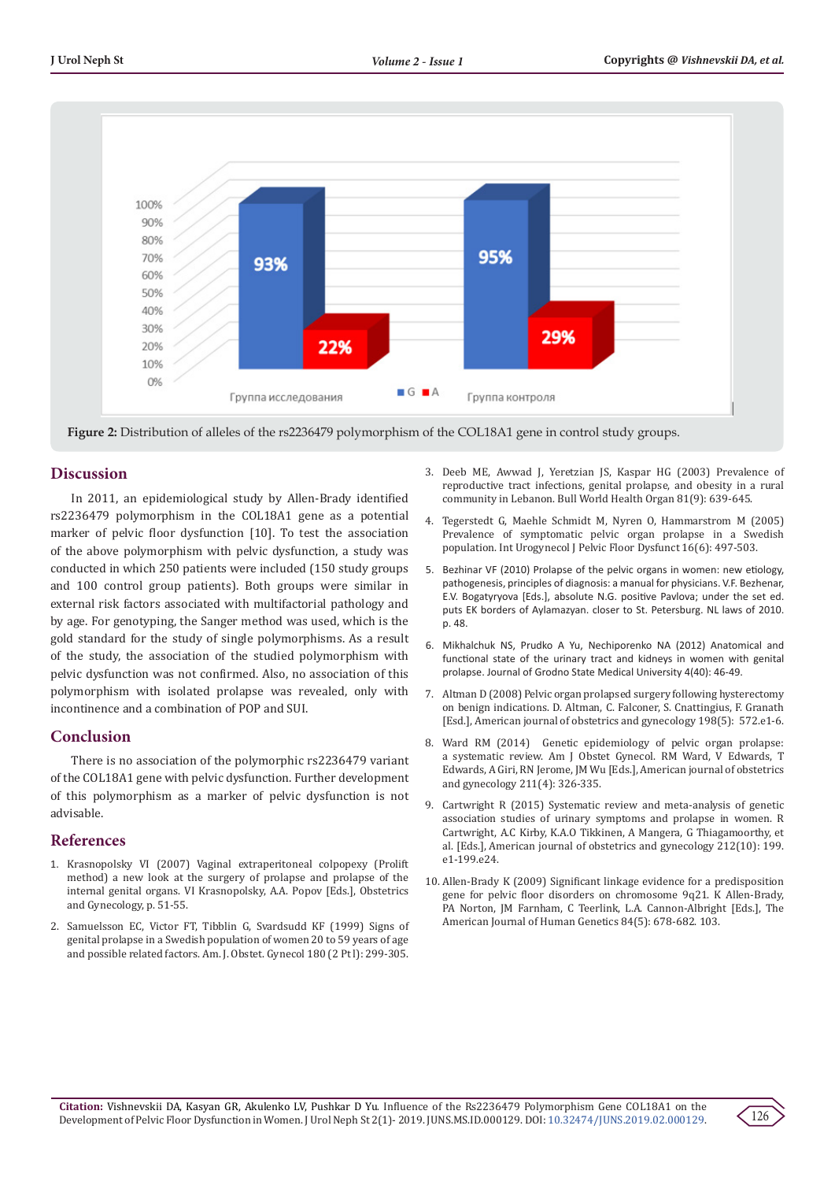Figure 2: Distribution of alleles of the rs2236479 polymorphism of the COL18A1 gene in control study groups.

## Discussion

In 2011, an epidemiological study by Allen-Brady identified rs2236479 polymorphism in the COL18A1 gene as a potential marker of pelvic floor dysfunction [10]. To test the association of the above polymorphism with pelvic dysfunction, a study was conducted in which 250 patients were included (150 study groups and 100 control group patients). Both groups were similar in external risk factors associated with multifactorial pathology and by age. For genotyping, the Sanger method was used, which is the gold standard for the study of single polymorphisms. As a result of the study, the association of the studied polymorphism with pelvic dysfunction was not confirmed. Also, no association of this polymorphism with isolated prolapse was revealed, only with incontinence and a combination of POP and SUI.

## Conclusion

There is no association of the polymorphic rs2236479 variant of the COL18A1 gene with pelvic dysfunction. Further development of this polymorphism as a marker of pelvic dysfunction is not advisable.

## References

1. Krasnopolsky VI (2007) Vaginal extraperitoneal colpopexy (Prolift method) a new look at the surgery of prolapse and prolapse of the internal genital organs. VI Krasnopolsky, A.A. Popov [Eds.], Obstetrics and Gynecology, p. 51-55.
2. Samuelsson EC, Victor FT, Tibblin G, Svardsudd KF (1999) Signs of genital prolapse in a Swedish population of women 20 to 59 years of age and possible related factors. Am. J. Obstet. Gynecol 180 (2 Pt l): 299-305.
3. Deeb ME, Awwad J, Yeretzian JS, Kaspar HG (2003) Prevalence of reproductive tract infections, genital prolapse, and obesity in a rural community in Lebanon. Bull World Health Organ 81(9): 639-645.
4. Tegerstedt G, Maehle Schmidt M, Nyren O, Hammarstrom M (2005) Prevalence of symptomatic pelvic organ prolapse in a Swedish population. Int Urogynecol J Pelvic Floor Dysfunct 16(6): 497-503.
5. Bezhinar VF (2010) Prolapse of the pelvic organs in women: new etiology, pathogenesis, principles of diagnosis: a manual for physicians. V.F. Bezhenar, E.V. Bogatyryova [Eds.], absolute N.G. positive Pavlova; under the set ed. puts EK borders of Aylamazyan. closer to St. Petersburg. NL laws of 2010. p. 48.
6. Mikhalchuk NS, Prudko A Yu, Nechiporenko NA (2012) Anatomical and functional state of the urinary tract and kidneys in women with genital prolapse. Journal of Grodno State Medical University 4(40): 46-49.
7. Altman D (2008) Pelvic organ prolapsed surgery following hysterectomy on benign indications. D. Altman, C. Falconer, S. Cnattingius, F. Granath [Esd.], American journal of obstetrics and gynecology 198(5): 572.e1-6.
8. Ward RM (2014) Genetic epidemiology of pelvic organ prolapse: a systematic review. Am J Obstet Gynecol. RM Ward, V Edwards, T Edwards, A Giri, RN Jerome, JM Wu [Eds.], American journal of obstetrics and gynecology 211(4): 326-335.
9. Cartwright R (2015) Systematic review and meta-analysis of genetic association studies of urinary symptoms and prolapse in women. R Cartwright, A.C Kirby, K.A.O Tikkinen, A Mangera, G Thiagamoorthy, et al. [Eds.], American journal of obstetrics and gynecology 212(10): 199. e1-199.e24.
10. Allen-Brady K (2009) Significant linkage evidence for a predisposition gene for pelvic floor disorders on chromosome 9q21. K Allen-Brady, PA Norton, JM Farnham, C Teerlink, L.A. Cannon-Albright [Eds.], The American Journal of Human Genetics 84(5): 678-682. 103.

**Citation:** Vishnevskii DA, Kasyan GR, Akulenko LV, Pushkar D Yu. Influence of the Rs2236479 Polymorphism Gene COL18A1 on the Development of Pelvic Floor Dysfunction in Women. J Urol Neph St 2(1)- 2019. JUNS.MS.ID.000129. DOI: 10.32474/JUNS.2019.02.000129.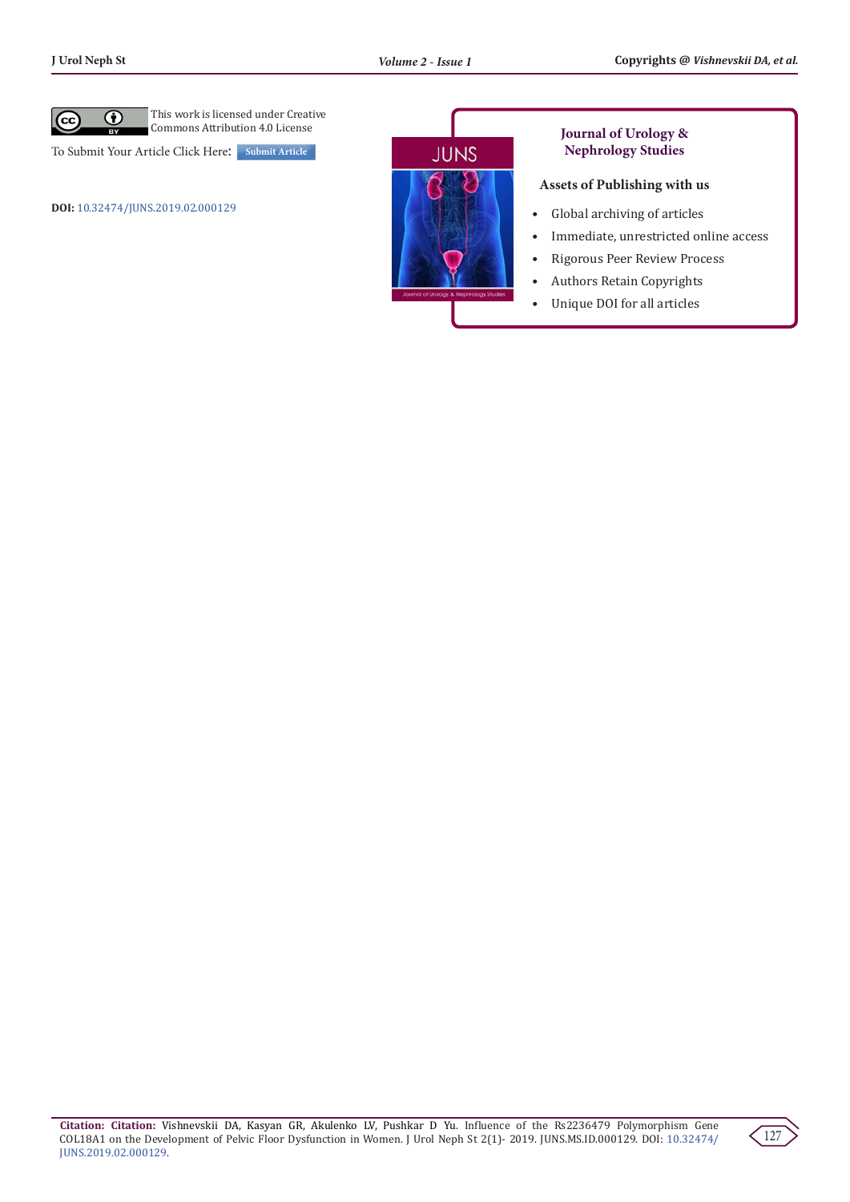This work is licensed under Creative Commons Attribution 4.0 License

To Submit Your Article Click Here: Submit Article

**DOI:** 10.32474/JUNS.2019.02.000129

JUNS

Journal of Urology & Nephrology Studies

**Journal of Urology & Nephrology Studies**

**Assets of Publishing with us**

- Global archiving of articles
- Immediate, unrestricted online access
- Rigorous Peer Review Process
- Authors Retain Copyrights
- Unique DOI for all articles

**Citation: Citation:** Vishnevskii DA, Kasyan GR, Akulenko LV, Pushkar D Yu. Influence of the Rs2236479 Polymorphism Gene COL18A1 on the Development of Pelvic Floor Dysfunction in Women. J Urol Neph St 2(1)- 2019. JUNS.MS.ID.000129. DOI: 10.32474/JUNS.2019.02.000129.